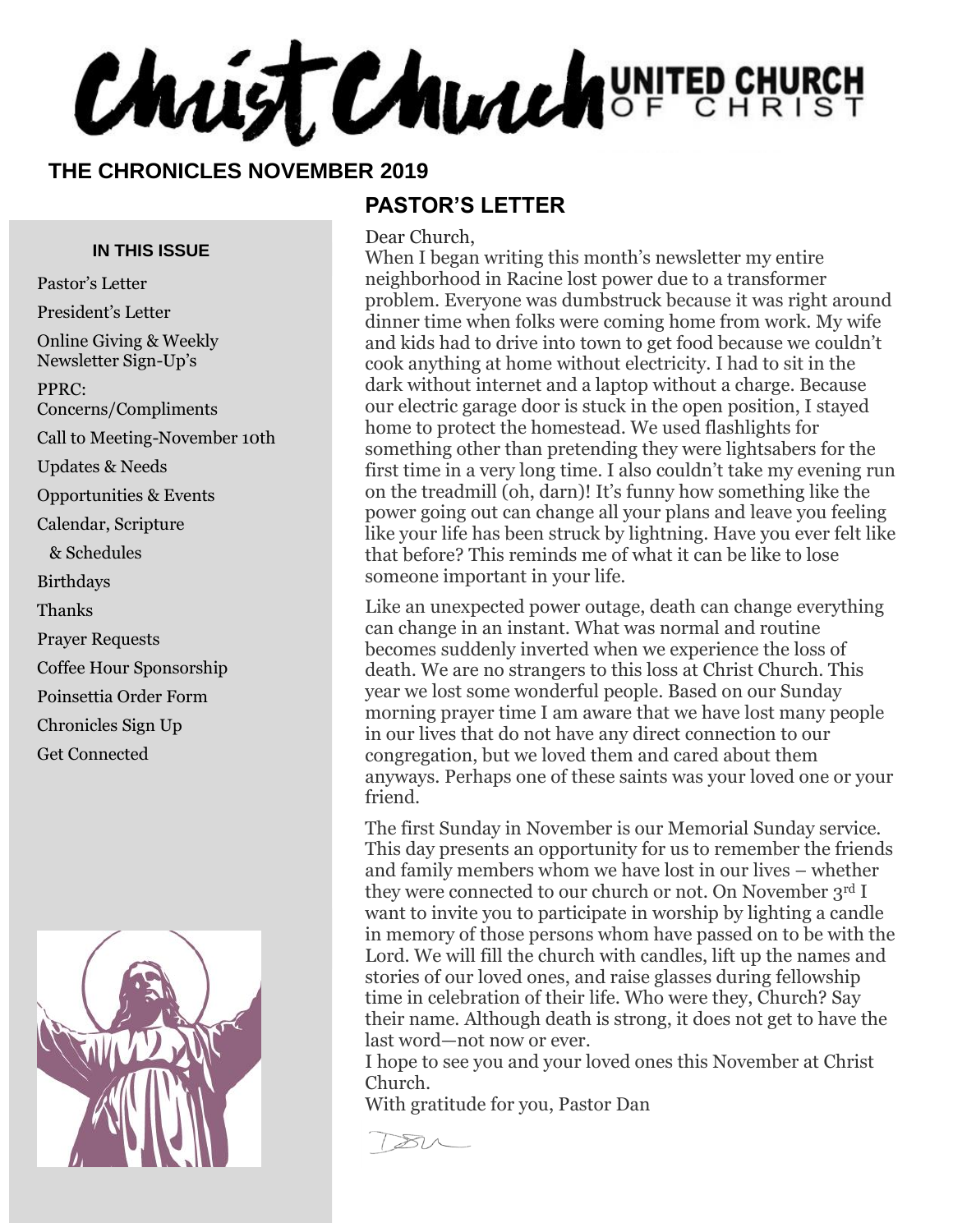# Christ Church UNITED CHURCH OF CHRIST

## THE CHRONICLES NOVEMBER 2019

### IN THIS ISSUE

- Pastor's Letter
- President's Letter
- Online Giving & Weekly Newsletter Sign-Up's
- PPRC: Concerns/Compliments
- Call to Meeting-November 10th
- Updates & Needs
- Opportunities & Events
- Calendar, Scripture & Schedules
- Birthdays
- Thanks
- Prayer Requests
- Coffee Hour Sponsorship
- Poinsettia Order Form
- Chronicles Sign Up
- Get Connected

## PASTOR'S LETTER

Dear Church,

When I began writing this month's newsletter my entire neighborhood in Racine lost power due to a transformer problem. Everyone was dumbstruck because it was right around dinner time when folks were coming home from work. My wife and kids had to drive into town to get food because we couldn't cook anything at home without electricity. I had to sit in the dark without internet and a laptop without a charge. Because our electric garage door is stuck in the open position, I stayed home to protect the homestead. We used flashlights for something other than pretending they were lightsabers for the first time in a very long time. I also couldn't take my evening run on the treadmill (oh, darn)! It's funny how something like the power going out can change all your plans and leave you feeling like your life has been struck by lightning. Have you ever felt like that before? This reminds me of what it can be like to lose someone important in your life.

Like an unexpected power outage, death can change everything can change in an instant. What was normal and routine becomes suddenly inverted when we experience the loss of death. We are no strangers to this loss at Christ Church. This year we lost some wonderful people. Based on our Sunday morning prayer time I am aware that we have lost many people in our lives that do not have any direct connection to our congregation, but we loved them and cared about them anyways. Perhaps one of these saints was your loved one or your friend.

The first Sunday in November is our Memorial Sunday service. This day presents an opportunity for us to remember the friends and family members whom we have lost in our lives – whether they were connected to our church or not. On November 3rd I want to invite you to participate in worship by lighting a candle in memory of those persons whom have passed on to be with the Lord. We will fill the church with candles, lift up the names and stories of our loved ones, and raise glasses during fellowship time in celebration of their life. Who were they, Church? Say their name. Although death is strong, it does not get to have the last word—not now or ever.

I hope to see you and your loved ones this November at Christ Church.

With gratitude for you, Pastor Dan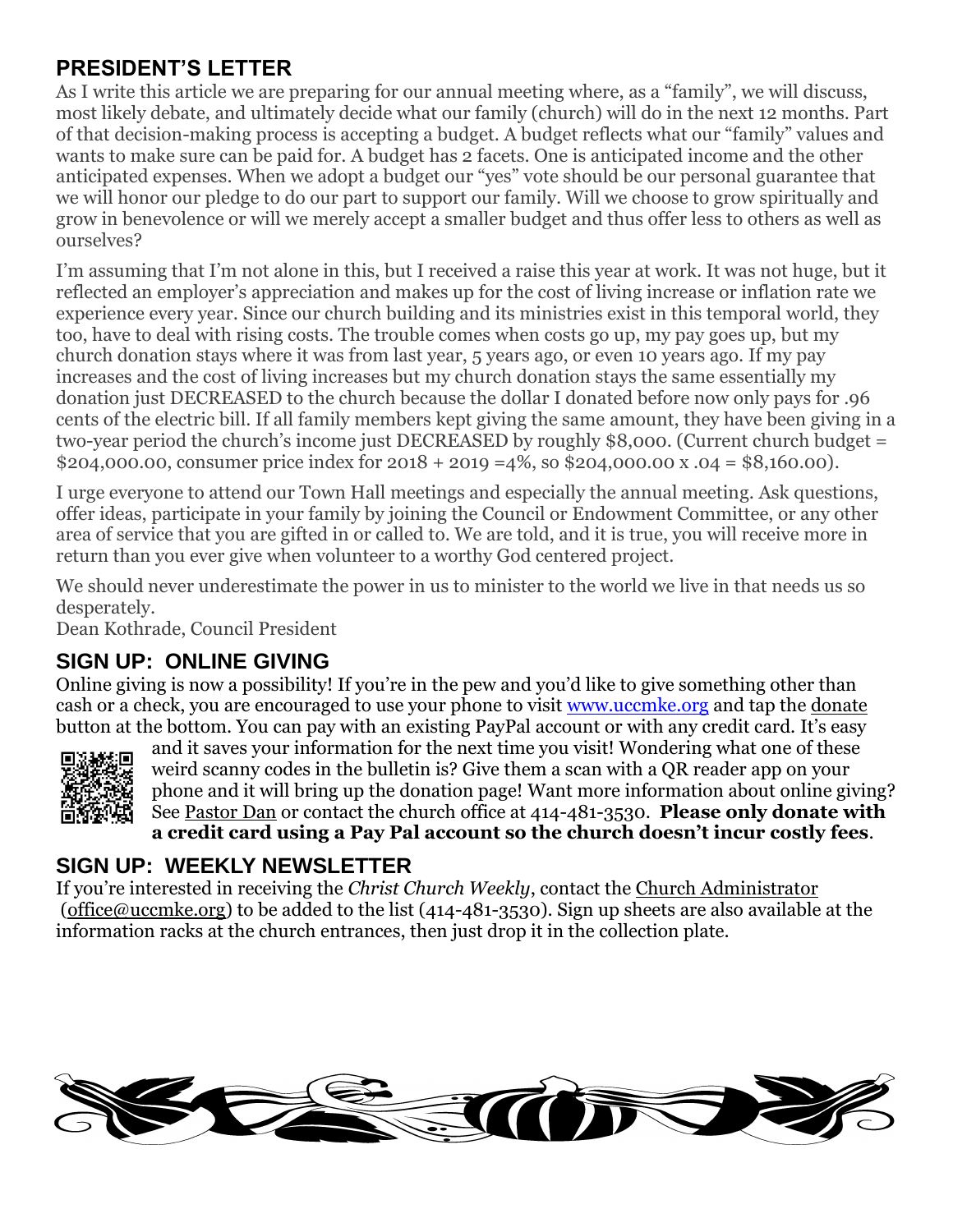## PRESIDENT'S LETTER

As I write this article we are preparing for our annual meeting where, as a "family", we will discuss, most likely debate, and ultimately decide what our family (church) will do in the next 12 months. Part of that decision-making process is accepting a budget. A budget reflects what our "family" values and wants to make sure can be paid for. A budget has 2 facets. One is anticipated income and the other anticipated expenses. When we adopt a budget our "yes" vote should be our personal guarantee that we will honor our pledge to do our part to support our family. Will we choose to grow spiritually and grow in benevolence or will we merely accept a smaller budget and thus offer less to others as well as ourselves?

I'm assuming that I'm not alone in this, but I received a raise this year at work. It was not huge, but it reflected an employer's appreciation and makes up for the cost of living increase or inflation rate we experience every year. Since our church building and its ministries exist in this temporal world, they too, have to deal with rising costs. The trouble comes when costs go up, my pay goes up, but my church donation stays where it was from last year, 5 years ago, or even 10 years ago. If my pay increases and the cost of living increases but my church donation stays the same essentially my donation just DECREASED to the church because the dollar I donated before now only pays for .96 cents of the electric bill. If all family members kept giving the same amount, they have been giving in a two-year period the church's income just DECREASED by roughly $8,000. (Current church budget = $204,000.00, consumer price index for 2018 + 2019 =4%, so $204,000.00 x .04 = $8,160.00).

I urge everyone to attend our Town Hall meetings and especially the annual meeting. Ask questions, offer ideas, participate in your family by joining the Council or Endowment Committee, or any other area of service that you are gifted in or called to. We are told, and it is true, you will receive more in return than you ever give when volunteer to a worthy God centered project.

We should never underestimate the power in us to minister to the world we live in that needs us so desperately.
Dean Kothrade, Council President

## SIGN UP: ONLINE GIVING

Online giving is now a possibility! If you're in the pew and you'd like to give something other than cash or a check, you are encouraged to use your phone to visit www.uccmke.org and tap the donate button at the bottom. You can pay with an existing PayPal account or with any credit card. It's easy and it saves your information for the next time you visit! Wondering what one of these weird scanny codes in the bulletin is? Give them a scan with a QR reader app on your phone and it will bring up the donation page! Want more information about online giving? See Pastor Dan or contact the church office at 414-481-3530. **Please only donate with a credit card using a Pay Pal account so the church doesn't incur costly fees**.

## SIGN UP: WEEKLY NEWSLETTER

If you're interested in receiving the *Christ Church Weekly*, contact the Church Administrator (office@uccmke.org) to be added to the list (414-481-3530). Sign up sheets are also available at the information racks at the church entrances, then just drop it in the collection plate.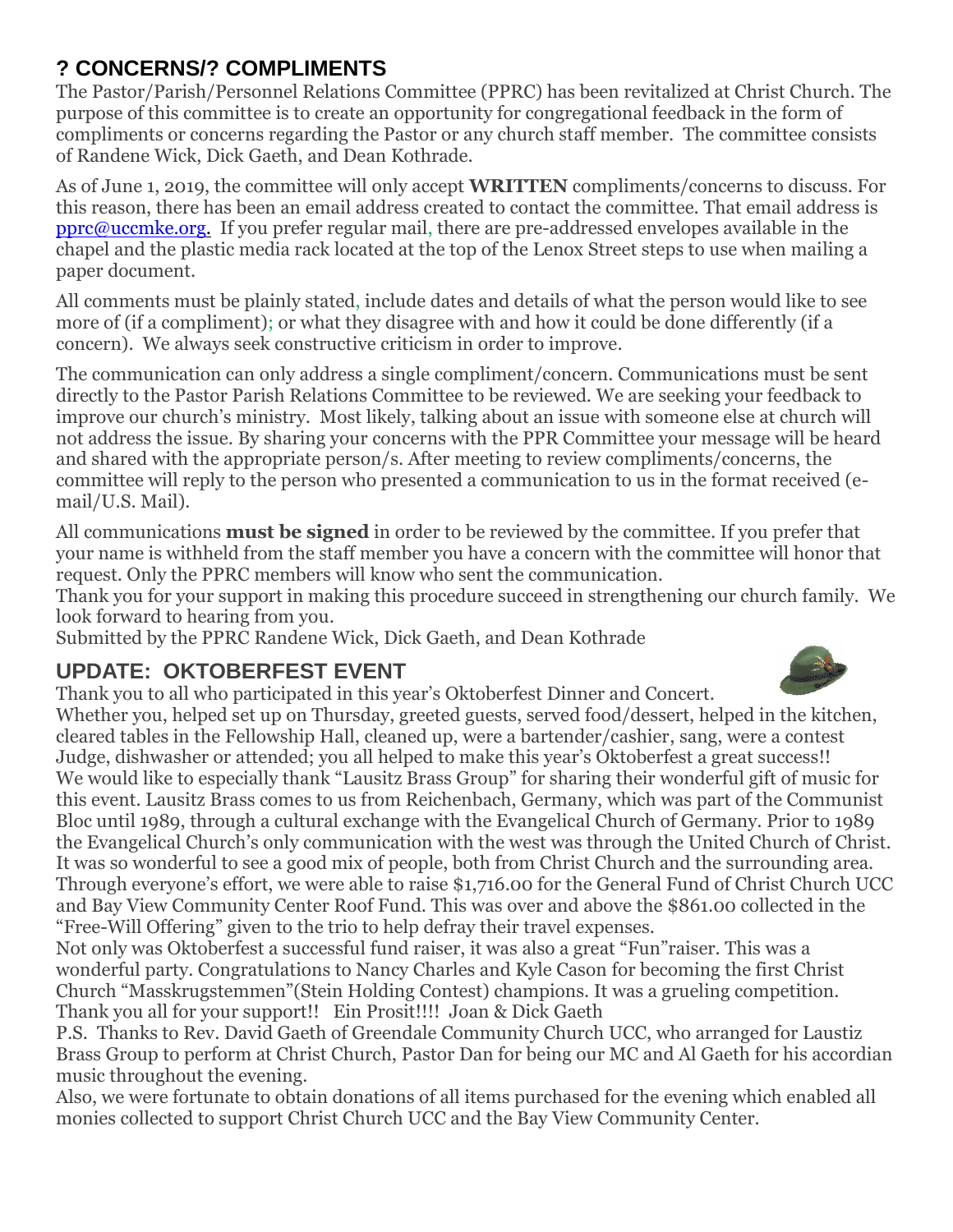## ? CONCERNS/? COMPLIMENTS

The Pastor/Parish/Personnel Relations Committee (PPRC) has been revitalized at Christ Church. The purpose of this committee is to create an opportunity for congregational feedback in the form of compliments or concerns regarding the Pastor or any church staff member. The committee consists of Randene Wick, Dick Gaeth, and Dean Kothrade.

As of June 1, 2019, the committee will only accept **WRITTEN** compliments/concerns to discuss. For this reason, there has been an email address created to contact the committee. That email address is pprc@uccmke.org. If you prefer regular mail, there are pre-addressed envelopes available in the chapel and the plastic media rack located at the top of the Lenox Street steps to use when mailing a paper document.

All comments must be plainly stated, include dates and details of what the person would like to see more of (if a compliment); or what they disagree with and how it could be done differently (if a concern). We always seek constructive criticism in order to improve.

The communication can only address a single compliment/concern. Communications must be sent directly to the Pastor Parish Relations Committee to be reviewed. We are seeking your feedback to improve our church's ministry. Most likely, talking about an issue with someone else at church will not address the issue. By sharing your concerns with the PPR Committee your message will be heard and shared with the appropriate person/s. After meeting to review compliments/concerns, the committee will reply to the person who presented a communication to us in the format received (e-mail/U.S. Mail).

All communications **must be signed** in order to be reviewed by the committee. If you prefer that your name is withheld from the staff member you have a concern with the committee will honor that request. Only the PPRC members will know who sent the communication.
Thank you for your support in making this procedure succeed in strengthening our church family. We look forward to hearing from you.
Submitted by the PPRC Randene Wick, Dick Gaeth, and Dean Kothrade

## UPDATE: OKTOBERFEST EVENT

Thank you to all who participated in this year's Oktoberfest Dinner and Concert.
Whether you, helped set up on Thursday, greeted guests, served food/dessert, helped in the kitchen, cleared tables in the Fellowship Hall, cleaned up, were a bartender/cashier, sang, were a contest Judge, dishwasher or attended; you all helped to make this year's Oktoberfest a great success!!
We would like to especially thank "Lausitz Brass Group" for sharing their wonderful gift of music for this event. Lausitz Brass comes to us from Reichenbach, Germany, which was part of the Communist Bloc until 1989, through a cultural exchange with the Evangelical Church of Germany. Prior to 1989 the Evangelical Church's only communication with the west was through the United Church of Christ. It was so wonderful to see a good mix of people, both from Christ Church and the surrounding area. Through everyone's effort, we were able to raise $1,716.00 for the General Fund of Christ Church UCC and Bay View Community Center Roof Fund. This was over and above the $861.00 collected in the "Free-Will Offering" given to the trio to help defray their travel expenses.
Not only was Oktoberfest a successful fund raiser, it was also a great "Fun"raiser. This was a wonderful party. Congratulations to Nancy Charles and Kyle Cason for becoming the first Christ Church "Masskrugstemmen"(Stein Holding Contest) champions. It was a grueling competition.
Thank you all for your support!! Ein Prosit!!!! Joan & Dick Gaeth
P.S. Thanks to Rev. David Gaeth of Greendale Community Church UCC, who arranged for Laustiz Brass Group to perform at Christ Church, Pastor Dan for being our MC and Al Gaeth for his accordian music throughout the evening.
Also, we were fortunate to obtain donations of all items purchased for the evening which enabled all monies collected to support Christ Church UCC and the Bay View Community Center.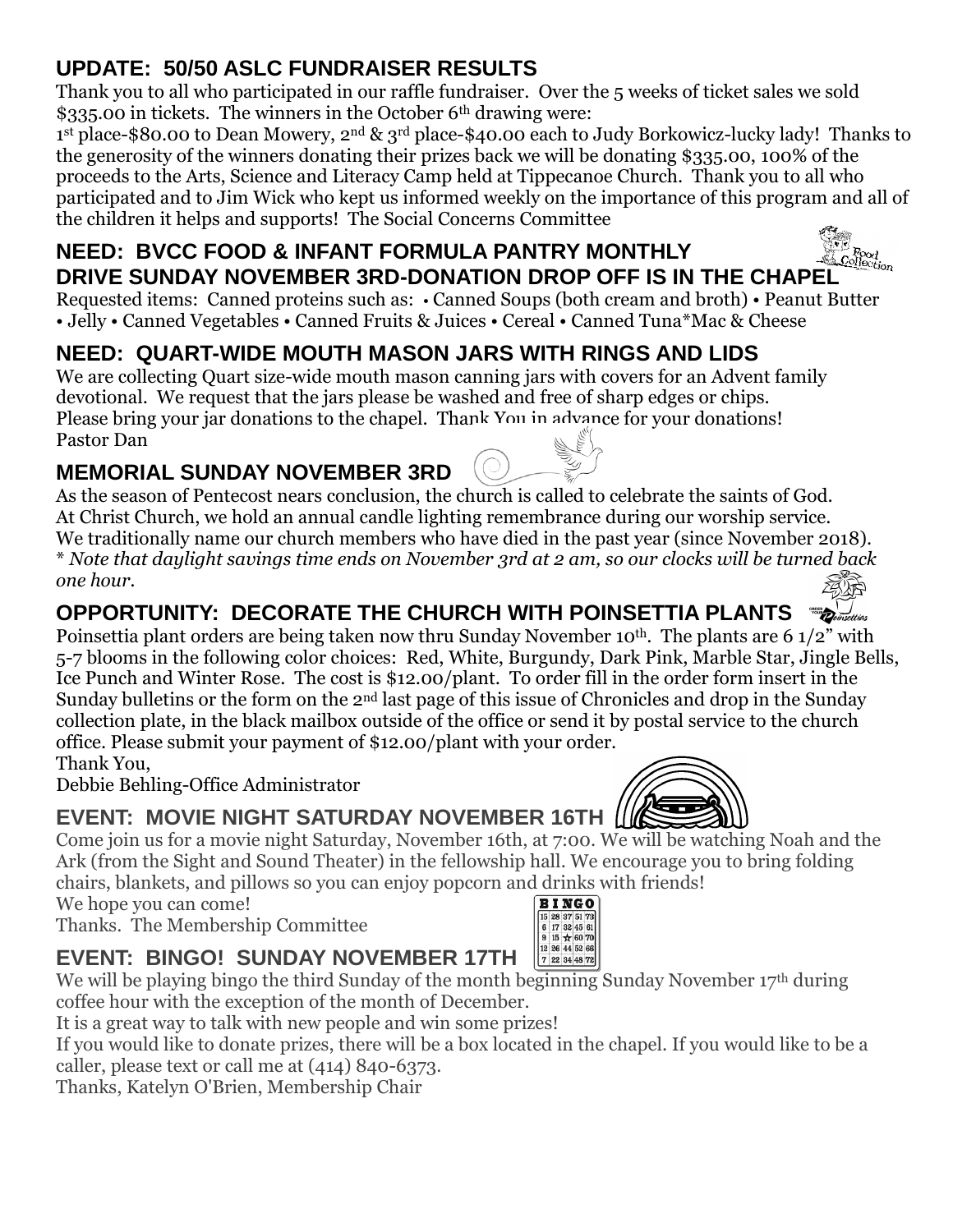## UPDATE: 50/50 ASLC FUNDRAISER RESULTS

Thank you to all who participated in our raffle fundraiser. Over the 5 weeks of ticket sales we sold $335.00 in tickets. The winners in the October 6th drawing were:

1st place-$80.00 to Dean Mowery, 2nd & 3rd place-$40.00 each to Judy Borkowicz-lucky lady! Thanks to the generosity of the winners donating their prizes back we will be donating $335.00, 100% of the proceeds to the Arts, Science and Literacy Camp held at Tippecanoe Church. Thank you to all who participated and to Jim Wick who kept us informed weekly on the importance of this program and all of the children it helps and supports! The Social Concerns Committee

## NEED: BVCC FOOD & INFANT FORMULA PANTRY MONTHLY DRIVE SUNDAY NOVEMBER 3RD-DONATION DROP OFF IS IN THE CHAPEL

Requested items: Canned proteins such as: • Canned Soups (both cream and broth) • Peanut Butter • Jelly • Canned Vegetables • Canned Fruits & Juices • Cereal • Canned Tuna*Mac & Cheese

## NEED: QUART-WIDE MOUTH MASON JARS WITH RINGS AND LIDS

We are collecting Quart size-wide mouth mason canning jars with covers for an Advent family devotional. We request that the jars please be washed and free of sharp edges or chips. Please bring your jar donations to the chapel. Thank You in advance for your donations!
Pastor Dan

## MEMORIAL SUNDAY NOVEMBER 3RD

As the season of Pentecost nears conclusion, the church is called to celebrate the saints of God. At Christ Church, we hold an annual candle lighting remembrance during our worship service. We traditionally name our church members who have died in the past year (since November 2018).
* *Note that daylight savings time ends on November 3rd at 2 am, so our clocks will be turned back one hour.*

## OPPORTUNITY: DECORATE THE CHURCH WITH POINSETTIA PLANTS

Poinsettia plant orders are being taken now thru Sunday November 10th. The plants are 6 1/2" with 5-7 blooms in the following color choices: Red, White, Burgundy, Dark Pink, Marble Star, Jingle Bells, Ice Punch and Winter Rose. The cost is $12.00/plant. To order fill in the order form insert in the Sunday bulletins or the form on the 2nd last page of this issue of Chronicles and drop in the Sunday collection plate, in the black mailbox outside of the office or send it by postal service to the church office. Please submit your payment of $12.00/plant with your order.
Thank You,
Debbie Behling-Office Administrator

## EVENT: MOVIE NIGHT SATURDAY NOVEMBER 16TH

Come join us for a movie night Saturday, November 16th, at 7:00. We will be watching Noah and the Ark (from the Sight and Sound Theater) in the fellowship hall. We encourage you to bring folding chairs, blankets, and pillows so you can enjoy popcorn and drinks with friends!
We hope you can come!
Thanks. The Membership Committee

## EVENT: BINGO! SUNDAY NOVEMBER 17TH

We will be playing bingo the third Sunday of the month beginning Sunday November 17th during coffee hour with the exception of the month of December.
It is a great way to talk with new people and win some prizes!
If you would like to donate prizes, there will be a box located in the chapel. If you would like to be a caller, please text or call me at (414) 840-6373.
Thanks, Katelyn O'Brien, Membership Chair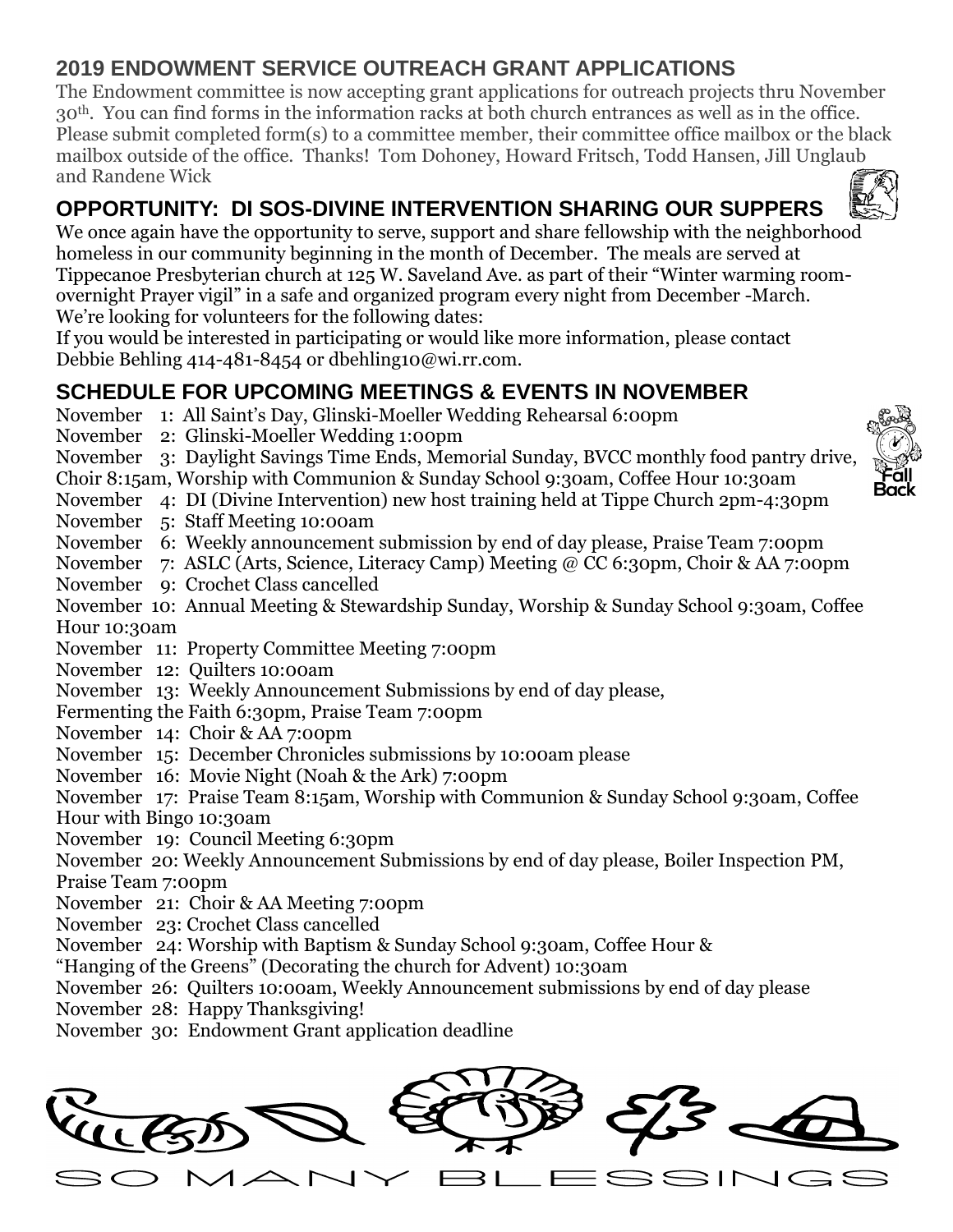## 2019 ENDOWMENT SERVICE OUTREACH GRANT APPLICATIONS

The Endowment committee is now accepting grant applications for outreach projects thru November 30th. You can find forms in the information racks at both church entrances as well as in the office. Please submit completed form(s) to a committee member, their committee office mailbox or the black mailbox outside of the office. Thanks! Tom Dohoney, Howard Fritsch, Todd Hansen, Jill Unglaub and Randene Wick

## OPPORTUNITY: DI SOS-DIVINE INTERVENTION SHARING OUR SUPPERS

We once again have the opportunity to serve, support and share fellowship with the neighborhood homeless in our community beginning in the month of December. The meals are served at Tippecanoe Presbyterian church at 125 W. Saveland Ave. as part of their "Winter warming room-overnight Prayer vigil" in a safe and organized program every night from December -March. We're looking for volunteers for the following dates:

If you would be interested in participating or would like more information, please contact Debbie Behling 414-481-8454 or dbehling10@wi.rr.com.

## SCHEDULE FOR UPCOMING MEETINGS & EVENTS IN NOVEMBER

November 1: All Saint's Day, Glinski-Moeller Wedding Rehearsal 6:00pm
November 2: Glinski-Moeller Wedding 1:00pm
November 3: Daylight Savings Time Ends, Memorial Sunday, BVCC monthly food pantry drive, Choir 8:15am, Worship with Communion & Sunday School 9:30am, Coffee Hour 10:30am
November 4: DI (Divine Intervention) new host training held at Tippe Church 2pm-4:30pm
November 5: Staff Meeting 10:00am
November 6: Weekly announcement submission by end of day please, Praise Team 7:00pm
November 7: ASLC (Arts, Science, Literacy Camp) Meeting @ CC 6:30pm, Choir & AA 7:00pm
November 9: Crochet Class cancelled
November 10: Annual Meeting & Stewardship Sunday, Worship & Sunday School 9:30am, Coffee Hour 10:30am
November 11: Property Committee Meeting 7:00pm
November 12: Quilters 10:00am
November 13: Weekly Announcement Submissions by end of day please, Fermenting the Faith 6:30pm, Praise Team 7:00pm
November 14: Choir & AA 7:00pm
November 15: December Chronicles submissions by 10:00am please
November 16: Movie Night (Noah & the Ark) 7:00pm
November 17: Praise Team 8:15am, Worship with Communion & Sunday School 9:30am, Coffee Hour with Bingo 10:30am
November 19: Council Meeting 6:30pm
November 20: Weekly Announcement Submissions by end of day please, Boiler Inspection PM, Praise Team 7:00pm
November 21: Choir & AA Meeting 7:00pm
November 23: Crochet Class cancelled
November 24: Worship with Baptism & Sunday School 9:30am, Coffee Hour & "Hanging of the Greens" (Decorating the church for Advent) 10:30am
November 26: Quilters 10:00am, Weekly Announcement submissions by end of day please
November 28: Happy Thanksgiving!
November 30: Endowment Grant application deadline

SO MANY BLESSINGS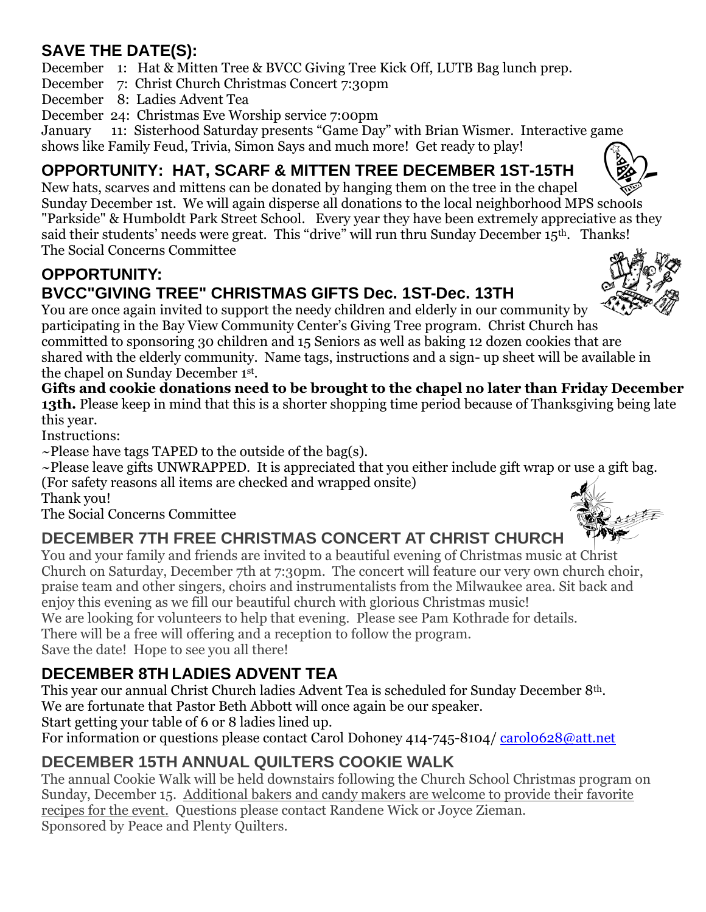## SAVE THE DATE(S):

December 1: Hat & Mitten Tree & BVCC Giving Tree Kick Off, LUTB Bag lunch prep.
December 7: Christ Church Christmas Concert 7:30pm
December 8: Ladies Advent Tea
December 24: Christmas Eve Worship service 7:00pm
January 11: Sisterhood Saturday presents "Game Day" with Brian Wismer. Interactive game shows like Family Feud, Trivia, Simon Says and much more! Get ready to play!

## OPPORTUNITY: HAT, SCARF & MITTEN TREE DECEMBER 1ST-15TH

New hats, scarves and mittens can be donated by hanging them on the tree in the chapel Sunday December 1st. We will again disperse all donations to the local neighborhood MPS schools "Parkside" & Humboldt Park Street School. Every year they have been extremely appreciative as they said their students' needs were great. This "drive" will run thru Sunday December 15th. Thanks!
The Social Concerns Committee

## OPPORTUNITY:
## BVCC"GIVING TREE" CHRISTMAS GIFTS Dec. 1ST-Dec. 13TH

You are once again invited to support the needy children and elderly in our community by participating in the Bay View Community Center's Giving Tree program. Christ Church has committed to sponsoring 30 children and 15 Seniors as well as baking 12 dozen cookies that are shared with the elderly community. Name tags, instructions and a sign- up sheet will be available in the chapel on Sunday December 1st.

**Gifts and cookie donations need to be brought to the chapel no later than Friday December 13th.** Please keep in mind that this is a shorter shopping time period because of Thanksgiving being late this year.

Instructions:
~Please have tags TAPED to the outside of the bag(s).
~Please leave gifts UNWRAPPED. It is appreciated that you either include gift wrap or use a gift bag. (For safety reasons all items are checked and wrapped onsite)
Thank you!
The Social Concerns Committee

## DECEMBER 7TH FREE CHRISTMAS CONCERT AT CHRIST CHURCH

You and your family and friends are invited to a beautiful evening of Christmas music at Christ Church on Saturday, December 7th at 7:30pm. The concert will feature our very own church choir, praise team and other singers, choirs and instrumentalists from the Milwaukee area. Sit back and enjoy this evening as we fill our beautiful church with glorious Christmas music!
We are looking for volunteers to help that evening. Please see Pam Kothrade for details.
There will be a free will offering and a reception to follow the program.
Save the date! Hope to see you all there!

## DECEMBER 8TH LADIES ADVENT TEA

This year our annual Christ Church ladies Advent Tea is scheduled for Sunday December 8th.
We are fortunate that Pastor Beth Abbott will once again be our speaker.
Start getting your table of 6 or 8 ladies lined up.
For information or questions please contact Carol Dohoney 414-745-8104/ carol0628@att.net

## DECEMBER 15TH ANNUAL QUILTERS COOKIE WALK

The annual Cookie Walk will be held downstairs following the Church School Christmas program on Sunday, December 15. Additional bakers and candy makers are welcome to provide their favorite recipes for the event. Questions please contact Randene Wick or Joyce Zieman.
Sponsored by Peace and Plenty Quilters.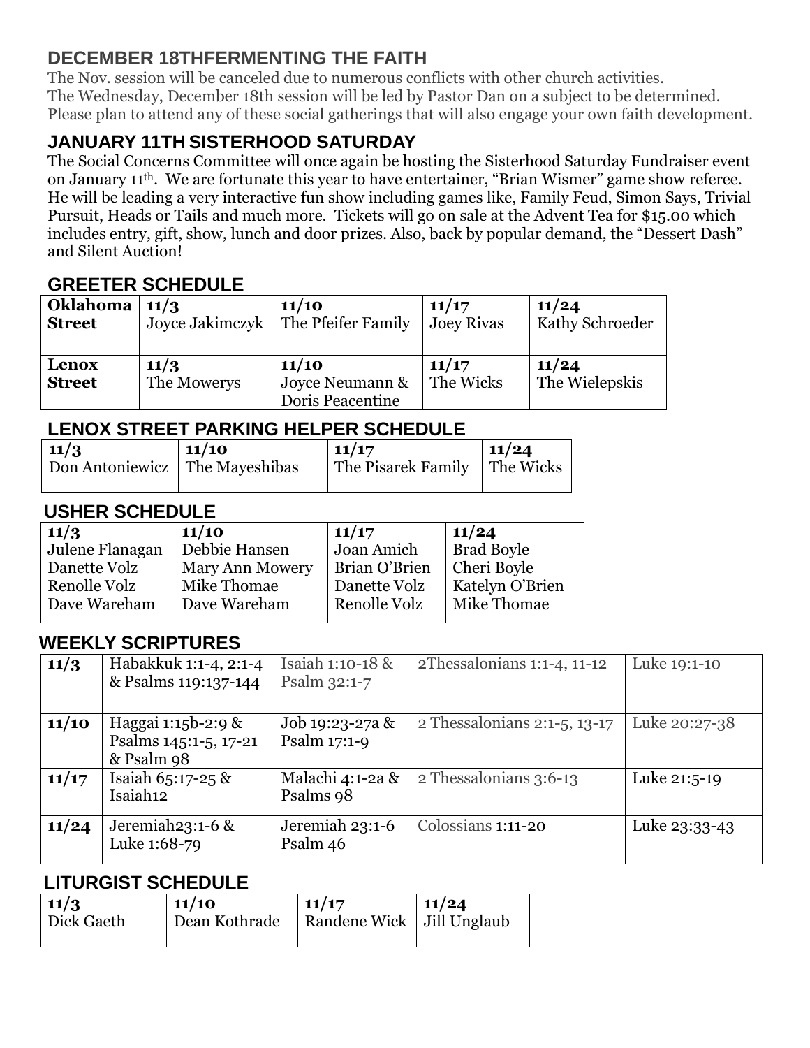## DECEMBER 18THFERMENTING THE FAITH

The Nov. session will be canceled due to numerous conflicts with other church activities.
The Wednesday, December 18th session will be led by Pastor Dan on a subject to be determined.
Please plan to attend any of these social gatherings that will also engage your own faith development.

## JANUARY 11TH SISTERHOOD SATURDAY

The Social Concerns Committee will once again be hosting the Sisterhood Saturday Fundraiser event on January 11th. We are fortunate this year to have entertainer, "Brian Wismer" game show referee. He will be leading a very interactive fun show including games like, Family Feud, Simon Says, Trivial Pursuit, Heads or Tails and much more. Tickets will go on sale at the Advent Tea for $15.00 which includes entry, gift, show, lunch and door prizes. Also, back by popular demand, the "Dessert Dash" and Silent Auction!

## GREETER SCHEDULE

| | | | | |
|---|---|---|---|---|
| **Oklahoma Street** | **11/3**<br>Joyce Jakimczyk | **11/10**<br>The Pfeifer Family | **11/17**<br>Joey Rivas | **11/24**<br>Kathy Schroeder |
| **Lenox Street** | **11/3**<br>The Mowerys | **11/10**<br>Joyce Neumann & Doris Peacentine | **11/17**<br>The Wicks | **11/24**<br>The Wielepskis |

## LENOX STREET PARKING HELPER SCHEDULE

| 11/3 | 11/10 | 11/17 | 11/24 |
|---|---|---|---|
| Don Antoniewicz | The Mayeshibas | The Pisarek Family | The Wicks |

## USHER SCHEDULE

| 11/3 | 11/10 | 11/17 | 11/24 |
|---|---|---|---|
| Julene Flanagan | Debbie Hansen | Joan Amich | Brad Boyle |
| Danette Volz | Mary Ann Mowery | Brian O'Brien | Cheri Boyle |
| Renolle Volz | Mike Thomae | Danette Volz | Katelyn O'Brien |
| Dave Wareham | Dave Wareham | Renolle Volz | Mike Thomae |

## WEEKLY SCRIPTURES

| | | | | |
|---|---|---|---|---|
| **11/3** | Habakkuk 1:1-4, 2:1-4 & Psalms 119:137-144 | Isaiah 1:10-18 & Psalm 32:1-7 | 2Thessalonians 1:1-4, 11-12 | Luke 19:1-10 |
| **11/10** | Haggai 1:15b-2:9 & Psalms 145:1-5, 17-21 & Psalm 98 | Job 19:23-27a & Psalm 17:1-9 | 2 Thessalonians 2:1-5, 13-17 | Luke 20:27-38 |
| **11/17** | Isaiah 65:17-25 & Isaiah12 | Malachi 4:1-2a & Psalms 98 | 2 Thessalonians 3:6-13 | Luke 21:5-19 |
| **11/24** | Jeremiah23:1-6 & Luke 1:68-79 | Jeremiah 23:1-6 Psalm 46 | Colossians 1:11-20 | Luke 23:33-43 |

## LITURGIST SCHEDULE

| 11/3 | 11/10 | 11/17 | 11/24 |
|---|---|---|---|
| Dick Gaeth | Dean Kothrade | Randene Wick | Jill Unglaub |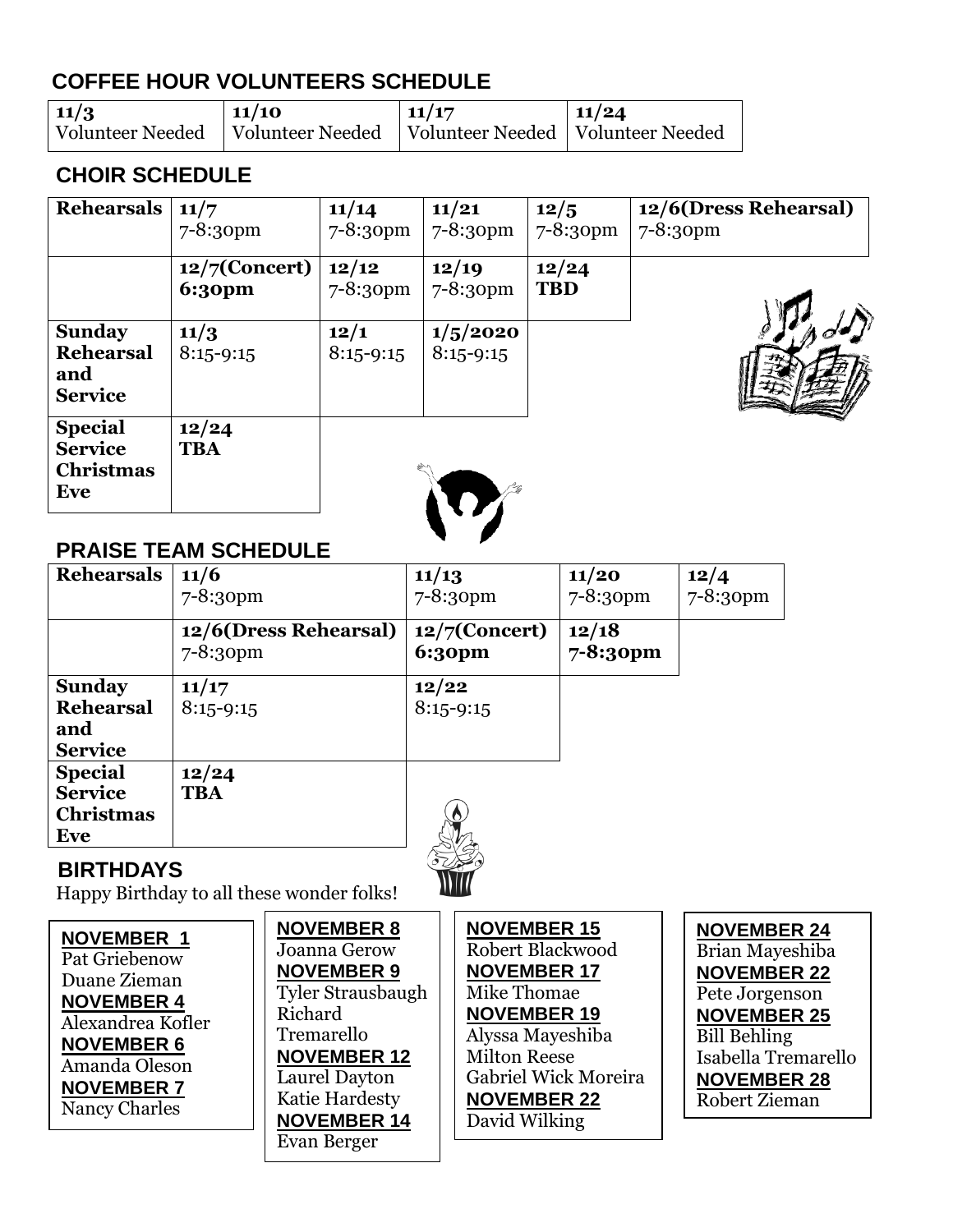## COFFEE HOUR VOLUNTEERS SCHEDULE

| 11/3 | 11/10 | 11/17 | 11/24 |
|---|---|---|---|
| Volunteer Needed | Volunteer Needed | Volunteer Needed | Volunteer Needed |

## CHOIR SCHEDULE

| | | | | | |
|---|---|---|---|---|---|
| **Rehearsals** | **11/7** 7-8:30pm | **11/14** 7-8:30pm | **11/21** 7-8:30pm | **12/5** 7-8:30pm | **12/6(Dress Rehearsal)** 7-8:30pm |
| | **12/7(Concert) 6:30pm** | **12/12** 7-8:30pm | **12/19** 7-8:30pm | **12/24 TBD** | |
| **Sunday Rehearsal and Service** | **11/3** 8:15-9:15 | **12/1** 8:15-9:15 | **1/5/2020** 8:15-9:15 | | |
| **Special Service Christmas Eve** | **12/24 TBA** | | | | |

## PRAISE TEAM SCHEDULE

| | | | | |
|---|---|---|---|---|
| **Rehearsals** | **11/6** 7-8:30pm | **11/13** 7-8:30pm | **11/20** 7-8:30pm | **12/4** 7-8:30pm |
| | **12/6(Dress Rehearsal)** 7-8:30pm | **12/7(Concert) 6:30pm** | **12/18 7-8:30pm** | |
| **Sunday Rehearsal and Service** | **11/17** 8:15-9:15 | **12/22** 8:15-9:15 | | |
| **Special Service Christmas Eve** | **12/24 TBA** | | | |

## BIRTHDAYS

Happy Birthday to all these wonder folks!

**NOVEMBER 1**
Pat Griebenow
Duane Zieman

**NOVEMBER 4**
Alexandrea Kofler

**NOVEMBER 6**
Amanda Oleson

**NOVEMBER 7**
Nancy Charles

**NOVEMBER 8**
Joanna Gerow

**NOVEMBER 9**
Tyler Strausbaugh
Richard Tremarello

**NOVEMBER 12**
Laurel Dayton
Katie Hardesty

**NOVEMBER 14**
Evan Berger

**NOVEMBER 15**
Robert Blackwood

**NOVEMBER 17**
Mike Thomae

**NOVEMBER 19**
Alyssa Mayeshiba
Milton Reese
Gabriel Wick Moreira

**NOVEMBER 22**
David Wilking

**NOVEMBER 24**
Brian Mayeshiba

**NOVEMBER 22**
Pete Jorgenson

**NOVEMBER 25**
Bill Behling
Isabella Tremarello

**NOVEMBER 28**
Robert Zieman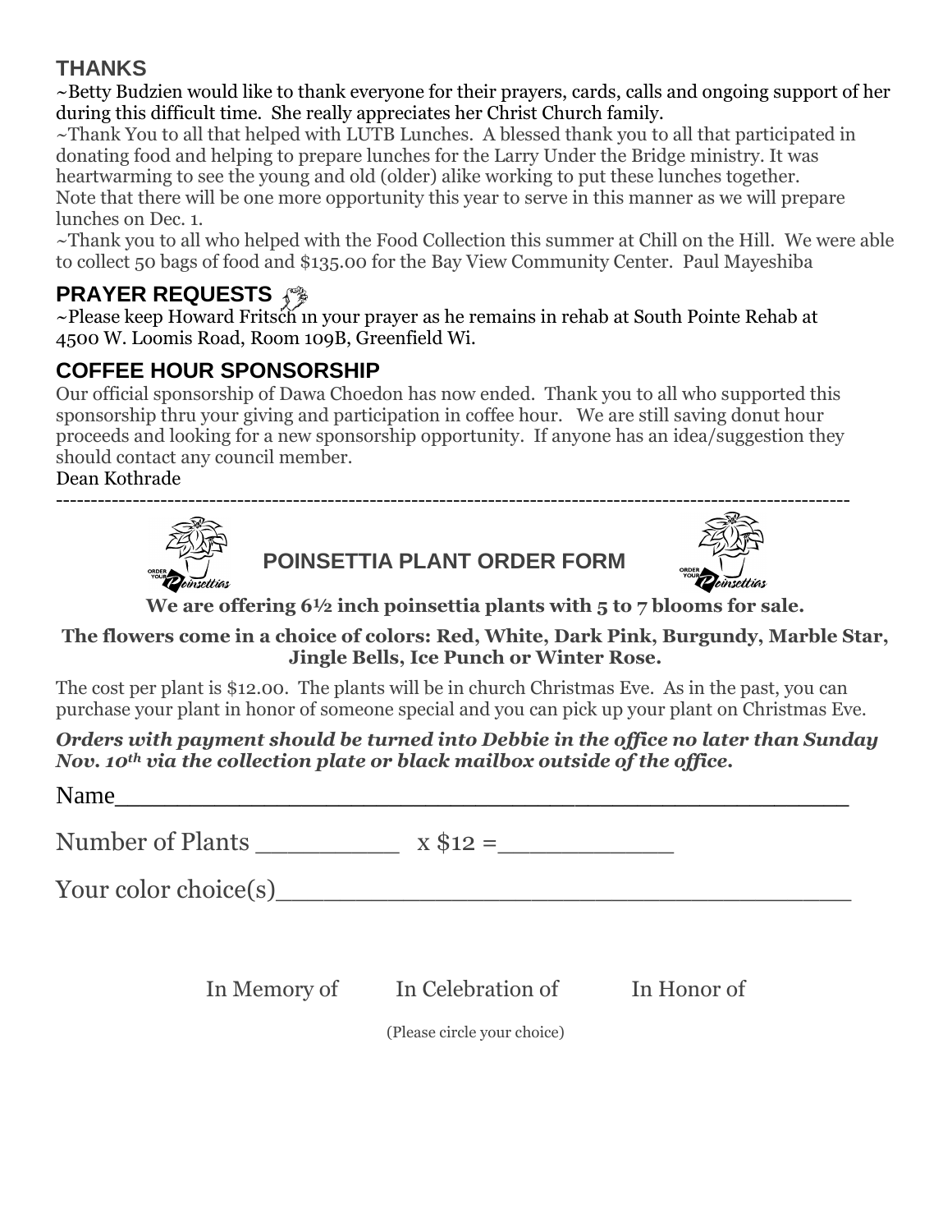## THANKS

~Betty Budzien would like to thank everyone for their prayers, cards, calls and ongoing support of her during this difficult time. She really appreciates her Christ Church family.

~Thank You to all that helped with LUTB Lunches. A blessed thank you to all that participated in donating food and helping to prepare lunches for the Larry Under the Bridge ministry. It was heartwarming to see the young and old (older) alike working to put these lunches together. Note that there will be one more opportunity this year to serve in this manner as we will prepare lunches on Dec. 1.

~Thank you to all who helped with the Food Collection this summer at Chill on the Hill. We were able to collect 50 bags of food and $135.00 for the Bay View Community Center. Paul Mayeshiba

## PRAYER REQUESTS

~Please keep Howard Fritsch in your prayer as he remains in rehab at South Pointe Rehab at 4500 W. Loomis Road, Room 109B, Greenfield Wi.

## COFFEE HOUR SPONSORSHIP

Our official sponsorship of Dawa Choedon has now ended. Thank you to all who supported this sponsorship thru your giving and participation in coffee hour. We are still saving donut hour proceeds and looking for a new sponsorship opportunity. If anyone has an idea/suggestion they should contact any council member.

Dean Kothrade

---

## POINSETTIA PLANT ORDER FORM

**We are offering 6½ inch poinsettia plants with 5 to 7 blooms for sale.**

**The flowers come in a choice of colors: Red, White, Dark Pink, Burgundy, Marble Star, Jingle Bells, Ice Punch or Winter Rose.**

The cost per plant is $12.00. The plants will be in church Christmas Eve. As in the past, you can purchase your plant in honor of someone special and you can pick up your plant on Christmas Eve.

***Orders with payment should be turned into Debbie in the office no later than Sunday Nov. 10th via the collection plate or black mailbox outside of the office.***

Name\_\_\_\_\_\_\_\_\_\_\_\_\_\_\_\_\_\_\_\_\_\_\_\_\_\_\_\_\_\_\_\_\_\_\_\_\_\_\_\_\_\_\_\_

Number of Plants \_\_\_\_\_\_\_\_\_\_ x $12 =\_\_\_\_\_\_\_\_\_\_\_\_\_

Your color choice(s)\_\_\_\_\_\_\_\_\_\_\_\_\_\_\_\_\_\_\_\_\_\_\_\_\_\_\_\_\_\_\_\_\_\_\_\_\_\_

In Memory of In Celebration of In Honor of

(Please circle your choice)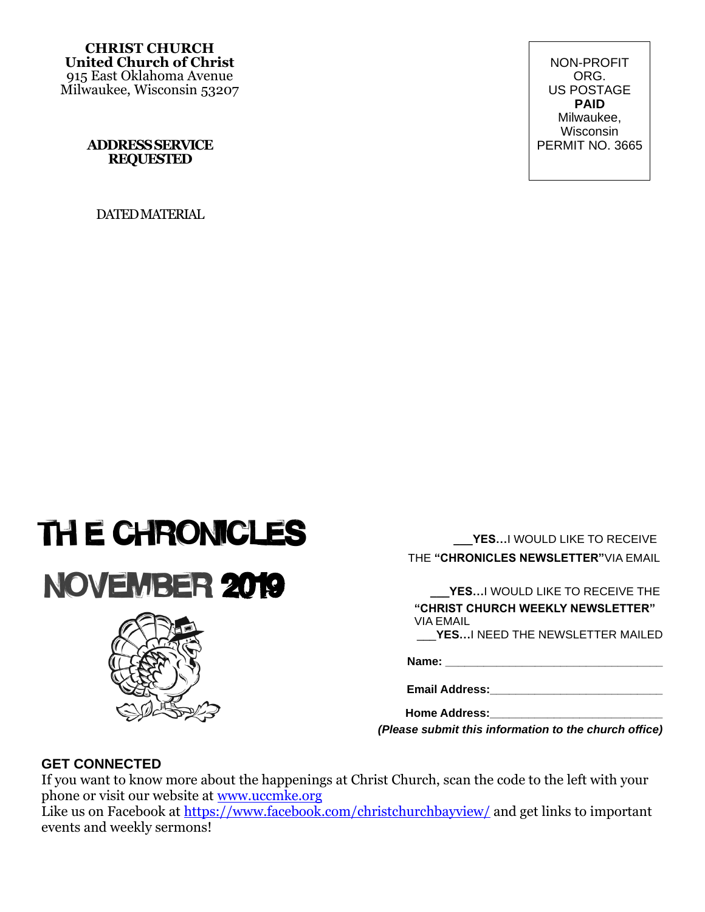**CHRIST CHURCH**
**United Church of Christ**
915 East Oklahoma Avenue
Milwaukee, Wisconsin 53207

**ADDRESS SERVICE REQUESTED**

DATED MATERIAL

NON-PROFIT ORG.
US POSTAGE
**PAID**
Milwaukee, Wisconsin
PERMIT NO. 3665

# THE CHRONICLES

# NOVEMBER 2019

___**YES…**I WOULD LIKE TO RECEIVE THE **"CHRONICLES NEWSLETTER"** VIA EMAIL

___**YES…**I WOULD LIKE TO RECEIVE THE **"CHRIST CHURCH WEEKLY NEWSLETTER"** VIA EMAIL

___**YES…**I NEED THE NEWSLETTER MAILED

**Name:** ___________________________________

**Email Address:**___________________________

**Home Address:**___________________________

***(Please submit this information to the church office)***

## GET CONNECTED

If you want to know more about the happenings at Christ Church, scan the code to the left with your phone or visit our website at www.uccmke.org

Like us on Facebook at https://www.facebook.com/christchurchbayview/ and get links to important events and weekly sermons!